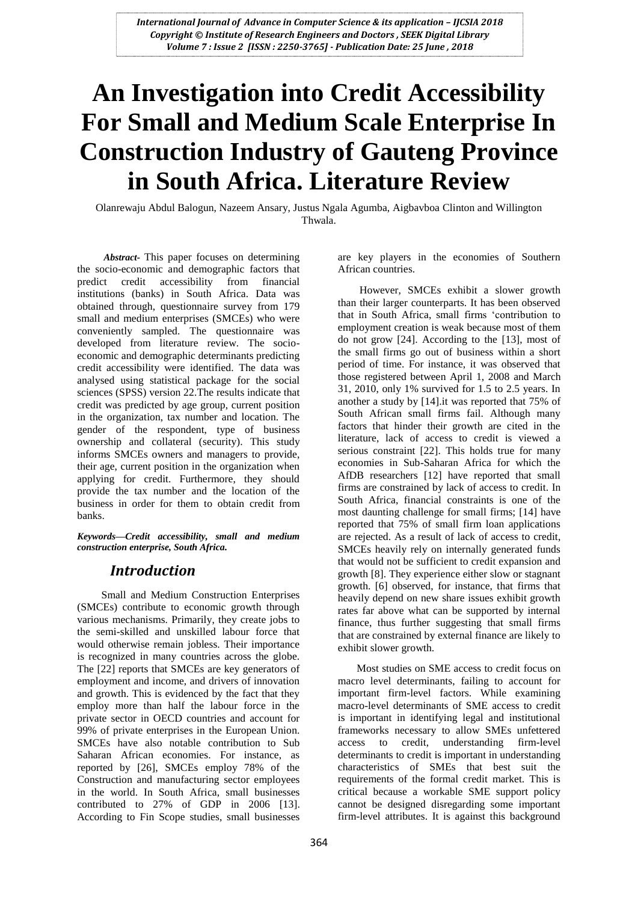# An Investigation into Credit Accessibility For Small and Medium Scale Enterprise In Construction Industry of Gauteng Province in South Africa. Literature Review

Olanrewaju Abdul Balogun, Nazeem Ansary, Justus Ngala Agumba, Aigbavboa Clinton and Willington Thwala.

***Abstract-*** This paper focuses on determining the socio-economic and demographic factors that predict credit accessibility from financial institutions (banks) in South Africa. Data was obtained through, questionnaire survey from 179 small and medium enterprises (SMCEs) who were conveniently sampled. The questionnaire was developed from literature review. The socio-economic and demographic determinants predicting credit accessibility were identified. The data was analysed using statistical package for the social sciences (SPSS) version 22.The results indicate that credit was predicted by age group, current position in the organization, tax number and location. The gender of the respondent, type of business ownership and collateral (security). This study informs SMCEs owners and managers to provide, their age, current position in the organization when applying for credit. Furthermore, they should provide the tax number and the location of the business in order for them to obtain credit from banks.

***Keywords—Credit accessibility, small and medium construction enterprise, South Africa.***

## *Introduction*

Small and Medium Construction Enterprises (SMCEs) contribute to economic growth through various mechanisms. Primarily, they create jobs to the semi-skilled and unskilled labour force that would otherwise remain jobless. Their importance is recognized in many countries across the globe. The [22] reports that SMCEs are key generators of employment and income, and drivers of innovation and growth. This is evidenced by the fact that they employ more than half the labour force in the private sector in OECD countries and account for 99% of private enterprises in the European Union. SMCEs have also notable contribution to Sub Saharan African economies. For instance, as reported by [26], SMCEs employ 78% of the Construction and manufacturing sector employees in the world. In South Africa, small businesses contributed to 27% of GDP in 2006 [13]. According to Fin Scope studies, small businesses are key players in the economies of Southern African countries.

However, SMCEs exhibit a slower growth than their larger counterparts. It has been observed that in South Africa, small firms 'contribution to employment creation is weak because most of them do not grow [24]. According to the [13], most of the small firms go out of business within a short period of time. For instance, it was observed that those registered between April 1, 2008 and March 31, 2010, only 1% survived for 1.5 to 2.5 years. In another a study by [14].it was reported that 75% of South African small firms fail. Although many factors that hinder their growth are cited in the literature, lack of access to credit is viewed a serious constraint [22]. This holds true for many economies in Sub-Saharan Africa for which the AfDB researchers [12] have reported that small firms are constrained by lack of access to credit. In South Africa, financial constraints is one of the most daunting challenge for small firms; [14] have reported that 75% of small firm loan applications are rejected. As a result of lack of access to credit, SMCEs heavily rely on internally generated funds that would not be sufficient to credit expansion and growth [8]. They experience either slow or stagnant growth. [6] observed, for instance, that firms that heavily depend on new share issues exhibit growth rates far above what can be supported by internal finance, thus further suggesting that small firms that are constrained by external finance are likely to exhibit slower growth.

Most studies on SME access to credit focus on macro level determinants, failing to account for important firm-level factors. While examining macro-level determinants of SME access to credit is important in identifying legal and institutional frameworks necessary to allow SMEs unfettered access to credit, understanding firm-level determinants to credit is important in understanding characteristics of SMEs that best suit the requirements of the formal credit market. This is critical because a workable SME support policy cannot be designed disregarding some important firm-level attributes. It is against this background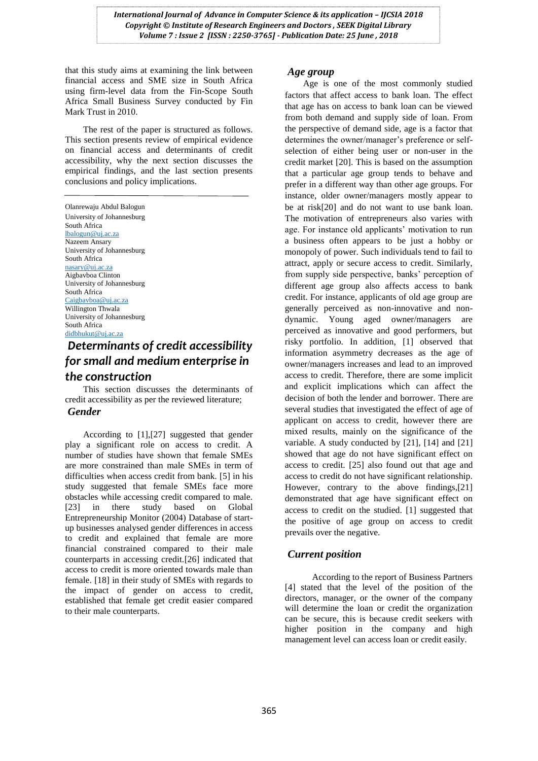that this study aims at examining the link between financial access and SME size in South Africa using firm-level data from the Fin-Scope South Africa Small Business Survey conducted by Fin Mark Trust in 2010.

The rest of the paper is structured as follows. This section presents review of empirical evidence on financial access and determinants of credit accessibility, why the next section discusses the empirical findings, and the last section presents conclusions and policy implications.

---

Olanrewaju Abdul Balogun
University of Johannesburg
South Africa
lbalogun@uj.ac.za
Nazeem Ansary
University of Johannesburg
South Africa
nasary@uj.ac.za
Aigbavboa Clinton
University of Johannesburg
South Africa
Caigbavboa@uj.ac.za
Willington Thwala
University of Johannesburg
South Africa
didbhukut@uj.ac.za

## *Determinants of credit accessibility for small and medium enterprise in the construction*

This section discusses the determinants of credit accessibility as per the reviewed literature;

### *Gender*

According to [1],[27] suggested that gender play a significant role on access to credit. A number of studies have shown that female SMEs are more constrained than male SMEs in term of difficulties when access credit from bank. [5] in his study suggested that female SMEs face more obstacles while accessing credit compared to male. [23] in there study based on Global Entrepreneurship Monitor (2004) Database of start-up businesses analysed gender differences in access to credit and explained that female are more financial constrained compared to their male counterparts in accessing credit.[26] indicated that access to credit is more oriented towards male than female. [18] in their study of SMEs with regards to the impact of gender on access to credit, established that female get credit easier compared to their male counterparts.

### *Age group*

Age is one of the most commonly studied factors that affect access to bank loan. The effect that age has on access to bank loan can be viewed from both demand and supply side of loan. From the perspective of demand side, age is a factor that determines the owner/manager's preference or self-selection of either being user or non-user in the credit market [20]. This is based on the assumption that a particular age group tends to behave and prefer in a different way than other age groups. For instance, older owner/managers mostly appear to be at risk[20] and do not want to use bank loan. The motivation of entrepreneurs also varies with age. For instance old applicants' motivation to run a business often appears to be just a hobby or monopoly of power. Such individuals tend to fail to attract, apply or secure access to credit. Similarly, from supply side perspective, banks' perception of different age group also affects access to bank credit. For instance, applicants of old age group are generally perceived as non-innovative and non-dynamic. Young aged owner/managers are perceived as innovative and good performers, but risky portfolio. In addition, [1] observed that information asymmetry decreases as the age of owner/managers increases and lead to an improved access to credit. Therefore, there are some implicit and explicit implications which can affect the decision of both the lender and borrower. There are several studies that investigated the effect of age of applicant on access to credit, however there are mixed results, mainly on the significance of the variable. A study conducted by [21], [14] and [21] showed that age do not have significant effect on access to credit. [25] also found out that age and access to credit do not have significant relationship. However, contrary to the above findings,[21] demonstrated that age have significant effect on access to credit on the studied. [1] suggested that the positive of age group on access to credit prevails over the negative.

### *Current position*

According to the report of Business Partners [4] stated that the level of the position of the directors, manager, or the owner of the company will determine the loan or credit the organization can be secure, this is because credit seekers with higher position in the company and high management level can access loan or credit easily.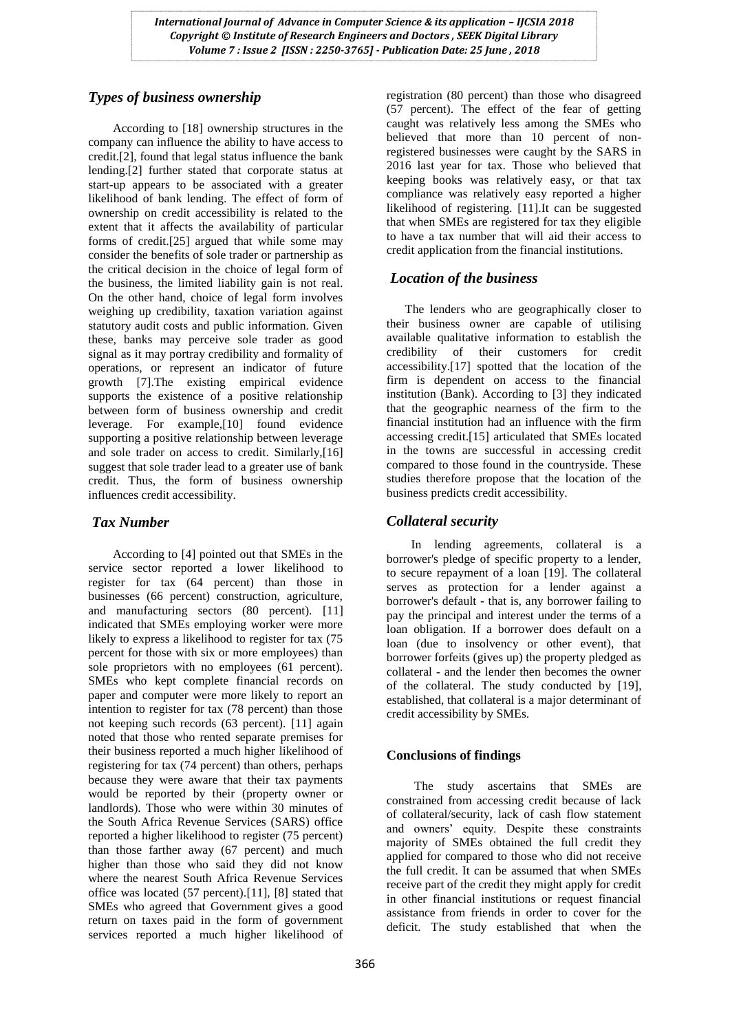## *Types of business ownership*

According to [18] ownership structures in the company can influence the ability to have access to credit.[2], found that legal status influence the bank lending.[2] further stated that corporate status at start-up appears to be associated with a greater likelihood of bank lending. The effect of form of ownership on credit accessibility is related to the extent that it affects the availability of particular forms of credit.[25] argued that while some may consider the benefits of sole trader or partnership as the critical decision in the choice of legal form of the business, the limited liability gain is not real. On the other hand, choice of legal form involves weighing up credibility, taxation variation against statutory audit costs and public information. Given these, banks may perceive sole trader as good signal as it may portray credibility and formality of operations, or represent an indicator of future growth [7].The existing empirical evidence supports the existence of a positive relationship between form of business ownership and credit leverage. For example,[10] found evidence supporting a positive relationship between leverage and sole trader on access to credit. Similarly,[16] suggest that sole trader lead to a greater use of bank credit. Thus, the form of business ownership influences credit accessibility.

## *Tax Number*

According to [4] pointed out that SMEs in the service sector reported a lower likelihood to register for tax (64 percent) than those in businesses (66 percent) construction, agriculture, and manufacturing sectors (80 percent). [11] indicated that SMEs employing worker were more likely to express a likelihood to register for tax (75 percent for those with six or more employees) than sole proprietors with no employees (61 percent). SMEs who kept complete financial records on paper and computer were more likely to report an intention to register for tax (78 percent) than those not keeping such records (63 percent). [11] again noted that those who rented separate premises for their business reported a much higher likelihood of registering for tax (74 percent) than others, perhaps because they were aware that their tax payments would be reported by their (property owner or landlords). Those who were within 30 minutes of the South Africa Revenue Services (SARS) office reported a higher likelihood to register (75 percent) than those farther away (67 percent) and much higher than those who said they did not know where the nearest South Africa Revenue Services office was located (57 percent).[11], [8] stated that SMEs who agreed that Government gives a good return on taxes paid in the form of government services reported a much higher likelihood of registration (80 percent) than those who disagreed (57 percent). The effect of the fear of getting caught was relatively less among the SMEs who believed that more than 10 percent of non-registered businesses were caught by the SARS in 2016 last year for tax. Those who believed that keeping books was relatively easy, or that tax compliance was relatively easy reported a higher likelihood of registering. [11].It can be suggested that when SMEs are registered for tax they eligible to have a tax number that will aid their access to credit application from the financial institutions.

## *Location of the business*

The lenders who are geographically closer to their business owner are capable of utilising available qualitative information to establish the credibility of their customers for credit accessibility.[17] spotted that the location of the firm is dependent on access to the financial institution (Bank). According to [3] they indicated that the geographic nearness of the firm to the financial institution had an influence with the firm accessing credit.[15] articulated that SMEs located in the towns are successful in accessing credit compared to those found in the countryside. These studies therefore propose that the location of the business predicts credit accessibility.

## *Collateral security*

In lending agreements, collateral is a borrower's pledge of specific property to a lender, to secure repayment of a loan [19]. The collateral serves as protection for a lender against a borrower's default - that is, any borrower failing to pay the principal and interest under the terms of a loan obligation. If a borrower does default on a loan (due to insolvency or other event), that borrower forfeits (gives up) the property pledged as collateral - and the lender then becomes the owner of the collateral. The study conducted by [19], established, that collateral is a major determinant of credit accessibility by SMEs.

### **Conclusions of findings**

The study ascertains that SMEs are constrained from accessing credit because of lack of collateral/security, lack of cash flow statement and owners' equity. Despite these constraints majority of SMEs obtained the full credit they applied for compared to those who did not receive the full credit. It can be assumed that when SMEs receive part of the credit they might apply for credit in other financial institutions or request financial assistance from friends in order to cover for the deficit. The study established that when the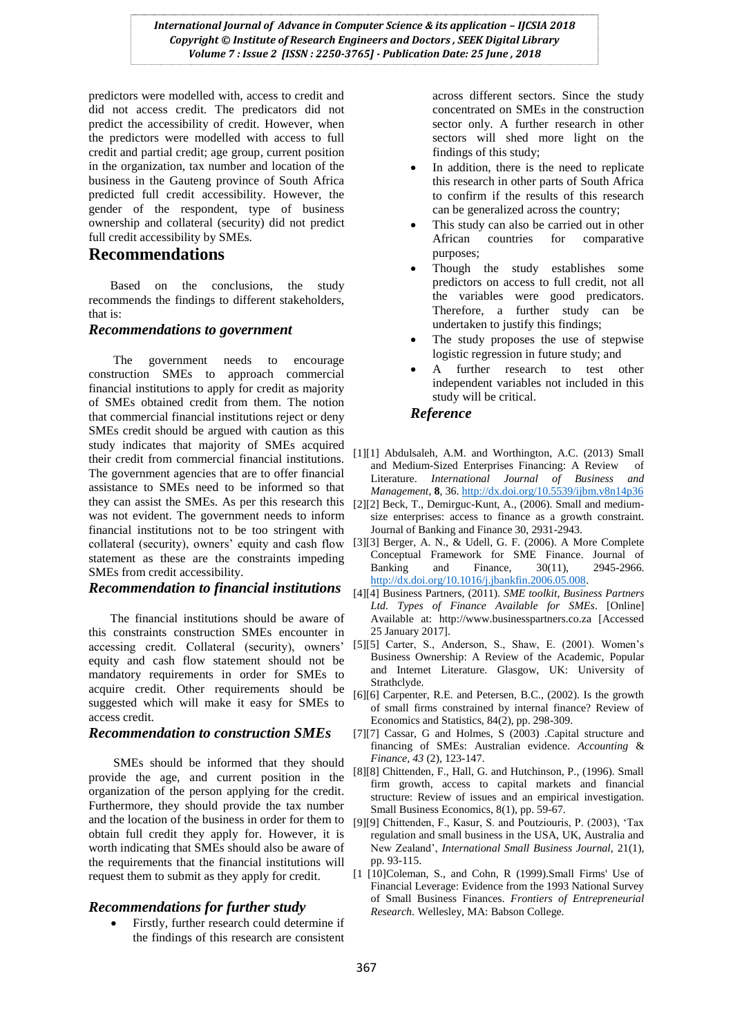predictors were modelled with, access to credit and did not access credit. The predicators did not predict the accessibility of credit. However, when the predictors were modelled with access to full credit and partial credit; age group, current position in the organization, tax number and location of the business in the Gauteng province of South Africa predicted full credit accessibility. However, the gender of the respondent, type of business ownership and collateral (security) did not predict full credit accessibility by SMEs.

# Recommendations

Based on the conclusions, the study recommends the findings to different stakeholders, that is:

### *Recommendations to government*

The government needs to encourage construction SMEs to approach commercial financial institutions to apply for credit as majority of SMEs obtained credit from them. The notion that commercial financial institutions reject or deny SMEs credit should be argued with caution as this study indicates that majority of SMEs acquired their credit from commercial financial institutions. The government agencies that are to offer financial assistance to SMEs need to be informed so that they can assist the SMEs. As per this research this was not evident. The government needs to inform financial institutions not to be too stringent with collateral (security), owners' equity and cash flow statement as these are the constraints impeding SMEs from credit accessibility.

### *Recommendation to financial institutions*

The financial institutions should be aware of this constraints construction SMEs encounter in accessing credit. Collateral (security), owners' equity and cash flow statement should not be mandatory requirements in order for SMEs to acquire credit. Other requirements should be suggested which will make it easy for SMEs to access credit.

### *Recommendation to construction SMEs*

SMEs should be informed that they should provide the age, and current position in the organization of the person applying for the credit. Furthermore, they should provide the tax number and the location of the business in order for them to obtain full credit they apply for. However, it is worth indicating that SMEs should also be aware of the requirements that the financial institutions will request them to submit as they apply for credit.

### *Recommendations for further study*

- Firstly, further research could determine if the findings of this research are consistent across different sectors. Since the study concentrated on SMEs in the construction sector only. A further research in other sectors will shed more light on the findings of this study;
- In addition, there is the need to replicate this research in other parts of South Africa to confirm if the results of this research can be generalized across the country;
- This study can also be carried out in other African countries for comparative purposes;
- Though the study establishes some predictors on access to full credit, not all the variables were good predictors. Therefore, a further study can be undertaken to justify this findings;
- The study proposes the use of stepwise logistic regression in future study; and
- A further research to test other independent variables not included in this study will be critical.

### *Reference*

[1][1] Abdulsaleh, A.M. and Worthington, A.C. (2013) Small and Medium-Sized Enterprises Financing: A Review of Literature. *International Journal of Business and Management*, **8**, 36. http://dx.doi.org/10.5539/ijbm.v8n14p36

[2][2] Beck, T., Demirguc-Kunt, A., (2006). Small and medium-size enterprises: access to finance as a growth constraint. Journal of Banking and Finance 30, 2931-2943.

[3][3] Berger, A. N., & Udell, G. F. (2006). A More Complete Conceptual Framework for SME Finance. Journal of Banking and Finance, 30(11), 2945-2966. http://dx.doi.org/10.1016/j.jbankfin.2006.05.008.

[4][4] Business Partners, (2011). *SME toolkit, Business Partners Ltd. Types of Finance Available for SMEs*. [Online] Available at: http://www.businesspartners.co.za [Accessed 25 January 2017].

[5][5] Carter, S., Anderson, S., Shaw, E. (2001). Women's Business Ownership: A Review of the Academic, Popular and Internet Literature. Glasgow, UK: University of Strathclyde.

[6][6] Carpenter, R.E. and Petersen, B.C., (2002). Is the growth of small firms constrained by internal finance? Review of Economics and Statistics, 84(2), pp. 298-309.

[7][7] Cassar, G and Holmes, S (2003) .Capital structure and financing of SMEs: Australian evidence. *Accounting & Finance, 43* (2), 123-147.

[8][8] Chittenden, F., Hall, G. and Hutchinson, P., (1996). Small firm growth, access to capital markets and financial structure: Review of issues and an empirical investigation. Small Business Economics, 8(1), pp. 59-67.

[9][9] Chittenden, F., Kasur, S. and Poutziouris, P. (2003), 'Tax regulation and small business in the USA, UK, Australia and New Zealand', *International Small Business Journal,* 21(1), pp. 93-115.

[1 [10]Coleman, S., and Cohn, R (1999).Small Firms' Use of Financial Leverage: Evidence from the 1993 National Survey of Small Business Finances. *Frontiers of Entrepreneurial Research*. Wellesley, MA: Babson College.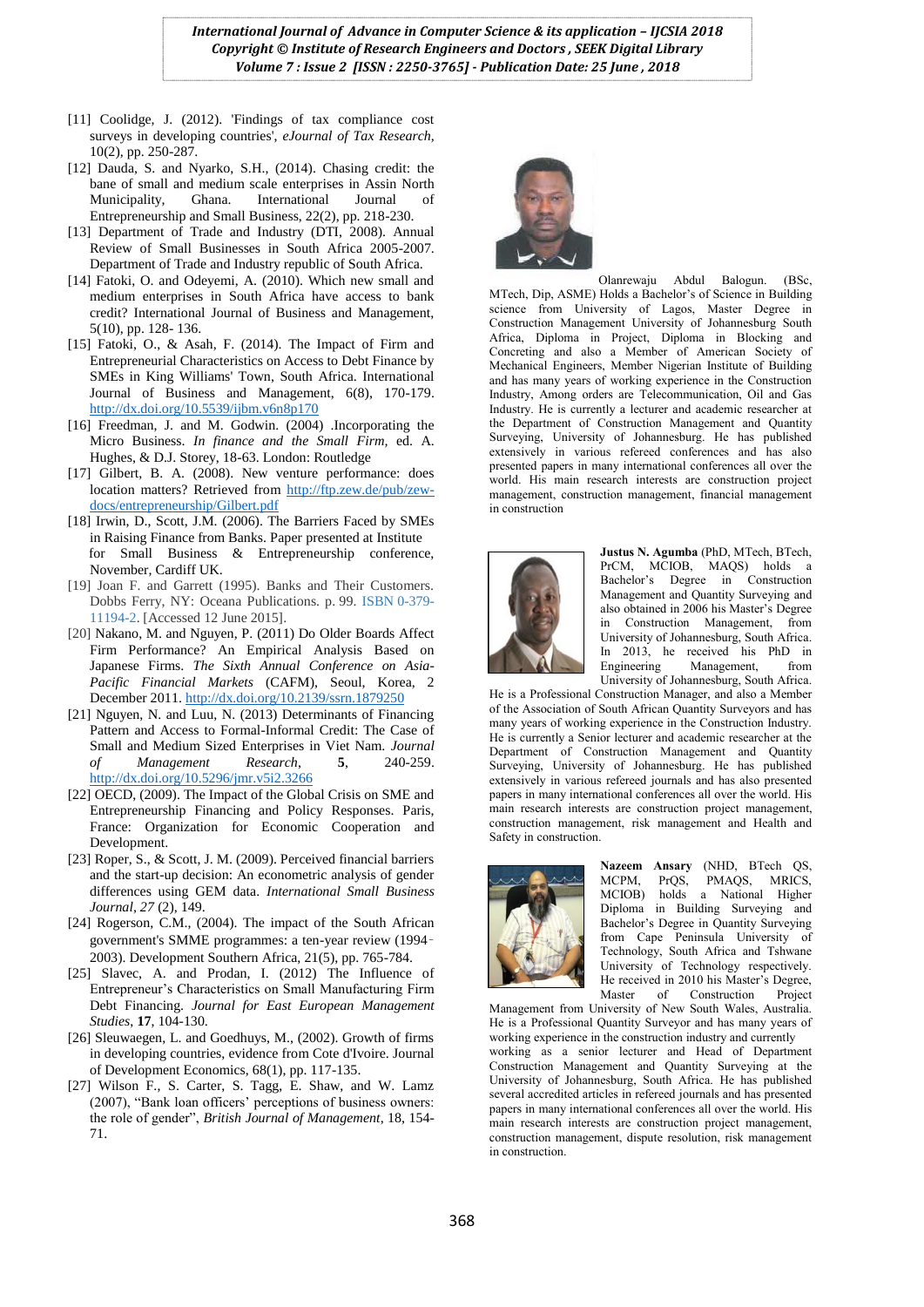[11] Coolidge, J. (2012). 'Findings of tax compliance cost surveys in developing countries', *eJournal of Tax Research*, 10(2), pp. 250-287.

[12] Dauda, S. and Nyarko, S.H., (2014). Chasing credit: the bane of small and medium scale enterprises in Assin North Municipality, Ghana. International Journal of Entrepreneurship and Small Business, 22(2), pp. 218-230.

[13] Department of Trade and Industry (DTI, 2008). Annual Review of Small Businesses in South Africa 2005-2007. Department of Trade and Industry republic of South Africa.

[14] Fatoki, O. and Odeyemi, A. (2010). Which new small and medium enterprises in South Africa have access to bank credit? International Journal of Business and Management, 5(10), pp. 128- 136.

[15] Fatoki, O., & Asah, F. (2014). The Impact of Firm and Entrepreneurial Characteristics on Access to Debt Finance by SMEs in King Williams' Town, South Africa. International Journal of Business and Management, 6(8), 170-179. http://dx.doi.org/10.5539/ijbm.v6n8p170

[16] Freedman, J. and M. Godwin. (2004) .Incorporating the Micro Business. *In finance and the Small Firm*, ed. A. Hughes, & D.J. Storey, 18-63. London: Routledge

[17] Gilbert, B. A. (2008). New venture performance: does location matters? Retrieved from http://ftp.zew.de/pub/zew-docs/entrepreneurship/Gilbert.pdf

[18] Irwin, D., Scott, J.M. (2006). The Barriers Faced by SMEs in Raising Finance from Banks. Paper presented at Institute for Small Business & Entrepreneurship conference, November, Cardiff UK.

[19] Joan F. and Garrett (1995). Banks and Their Customers. Dobbs Ferry, NY: Oceana Publications. p. 99. ISBN 0-379-11194-2. [Accessed 12 June 2015].

[20] Nakano, M. and Nguyen, P. (2011) Do Older Boards Affect Firm Performance? An Empirical Analysis Based on Japanese Firms. *The Sixth Annual Conference on Asia-Pacific Financial Markets* (CAFM), Seoul, Korea, 2 December 2011. http://dx.doi.org/10.2139/ssrn.1879250

[21] Nguyen, N. and Luu, N. (2013) Determinants of Financing Pattern and Access to Formal-Informal Credit: The Case of Small and Medium Sized Enterprises in Viet Nam. *Journal of Management Research*, **5**, 240-259. http://dx.doi.org/10.5296/jmr.v5i2.3266

[22] OECD, (2009). The Impact of the Global Crisis on SME and Entrepreneurship Financing and Policy Responses. Paris, France: Organization for Economic Cooperation and Development.

[23] Roper, S., & Scott, J. M. (2009). Perceived financial barriers and the start-up decision: An econometric analysis of gender differences using GEM data. *International Small Business Journal*, *27* (2), 149.

[24] Rogerson, C.M., (2004). The impact of the South African government's SMME programmes: a ten-year review (1994‐2003). Development Southern Africa, 21(5), pp. 765-784.

[25] Slavec, A. and Prodan, I. (2012) The Influence of Entrepreneur's Characteristics on Small Manufacturing Firm Debt Financing. *Journal for East European Management Studies*, **17**, 104-130.

[26] Sleuwaegen, L. and Goedhuys, M., (2002). Growth of firms in developing countries, evidence from Cote d'Ivoire. Journal of Development Economics, 68(1), pp. 117-135.

[27] Wilson F., S. Carter, S. Tagg, E. Shaw, and W. Lamz (2007), "Bank loan officers' perceptions of business owners: the role of gender", *British Journal of Management*, 18, 154-71.

Olanrewaju Abdul Balogun. (BSc, MTech, Dip, ASME) Holds a Bachelor's of Science in Building science from University of Lagos, Master Degree in Construction Management University of Johannesburg South Africa, Diploma in Project, Diploma in Blocking and Concreting and also a Member of American Society of Mechanical Engineers, Member Nigerian Institute of Building and has many years of working experience in the Construction Industry, Among orders are Telecommunication, Oil and Gas Industry. He is currently a lecturer and academic researcher at the Department of Construction Management and Quantity Surveying, University of Johannesburg. He has published extensively in various refereed conferences and has also presented papers in many international conferences all over the world. His main research interests are construction project management, construction management, financial management in construction

**Justus N. Agumba** (PhD, MTech, BTech, PrCM, MCIOB, MAQS) holds a Bachelor's Degree in Construction Management and Quantity Surveying and also obtained in 2006 his Master's Degree in Construction Management, from University of Johannesburg, South Africa. In 2013, he received his PhD in Engineering Management, from University of Johannesburg, South Africa. He is a Professional Construction Manager, and also a Member of the Association of South African Quantity Surveyors and has many years of working experience in the Construction Industry. He is currently a Senior lecturer and academic researcher at the Department of Construction Management and Quantity Surveying, University of Johannesburg. He has published extensively in various refereed journals and has also presented papers in many international conferences all over the world. His main research interests are construction project management, construction management, risk management and Health and Safety in construction.

**Nazeem Ansary** (NHD, BTech QS, MCPM, PrQS, PMAQS, MRICS, MCIOB) holds a National Higher Diploma in Building Surveying and Bachelor's Degree in Quantity Surveying from Cape Peninsula University of Technology, South Africa and Tshwane University of Technology respectively. He received in 2010 his Master's Degree, Master of Construction Project Management from University of New South Wales, Australia. He is a Professional Quantity Surveyor and has many years of working experience in the construction industry and currently working as a senior lecturer and Head of Department Construction Management and Quantity Surveying at the University of Johannesburg, South Africa. He has published several accredited articles in refereed journals and has presented papers in many international conferences all over the world. His main research interests are construction project management, construction management, dispute resolution, risk management in construction.